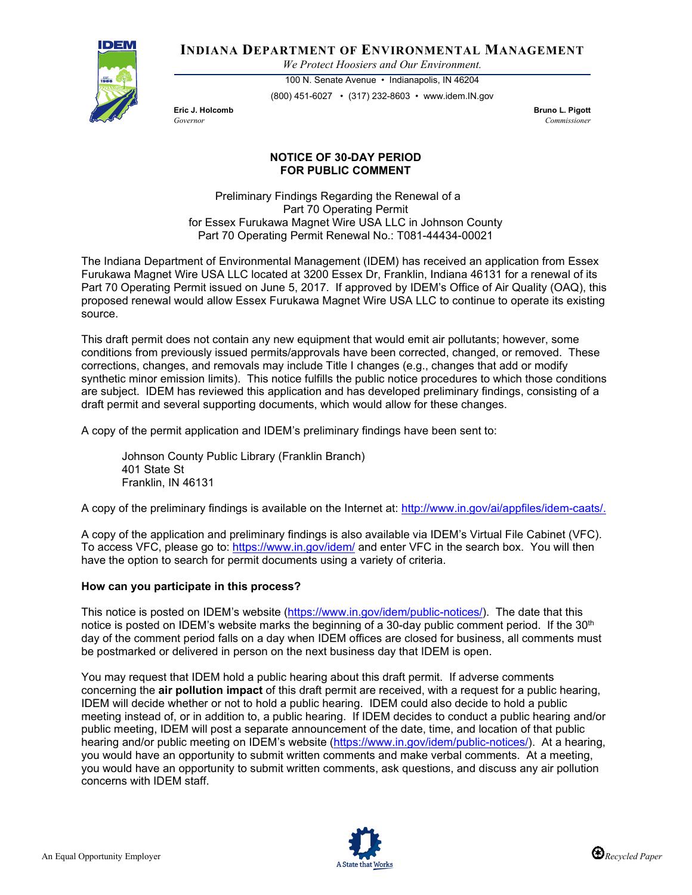**INDIANA DEPARTMENT OF ENVIRONMENTAL MANAGEMENT**

*We Protect Hoosiers and Our Environment.*

100 N. Senate Avenue • Indianapolis, IN 46204

(800) 451-6027 • (317) 232-8603 • www.idem.IN.gov

**Eric J. Holcomb**
*Governor*

**Bruno L. Pigott**
*Commissioner*

## NOTICE OF 30-DAY PERIOD FOR PUBLIC COMMENT

Preliminary Findings Regarding the Renewal of a
Part 70 Operating Permit
for Essex Furukawa Magnet Wire USA LLC in Johnson County
Part 70 Operating Permit Renewal No.: T081-44434-00021

The Indiana Department of Environmental Management (IDEM) has received an application from Essex Furukawa Magnet Wire USA LLC located at 3200 Essex Dr, Franklin, Indiana 46131 for a renewal of its Part 70 Operating Permit issued on June 5, 2017. If approved by IDEM's Office of Air Quality (OAQ), this proposed renewal would allow Essex Furukawa Magnet Wire USA LLC to continue to operate its existing source.

This draft permit does not contain any new equipment that would emit air pollutants; however, some conditions from previously issued permits/approvals have been corrected, changed, or removed. These corrections, changes, and removals may include Title I changes (e.g., changes that add or modify synthetic minor emission limits). This notice fulfills the public notice procedures to which those conditions are subject. IDEM has reviewed this application and has developed preliminary findings, consisting of a draft permit and several supporting documents, which would allow for these changes.

A copy of the permit application and IDEM's preliminary findings have been sent to:

Johnson County Public Library (Franklin Branch)
401 State St
Franklin, IN 46131

A copy of the preliminary findings is available on the Internet at: http://www.in.gov/ai/appfiles/idem-caats/.

A copy of the application and preliminary findings is also available via IDEM's Virtual File Cabinet (VFC). To access VFC, please go to: https://www.in.gov/idem/ and enter VFC in the search box. You will then have the option to search for permit documents using a variety of criteria.

**How can you participate in this process?**

This notice is posted on IDEM's website (https://www.in.gov/idem/public-notices/). The date that this notice is posted on IDEM's website marks the beginning of a 30-day public comment period. If the 30th day of the comment period falls on a day when IDEM offices are closed for business, all comments must be postmarked or delivered in person on the next business day that IDEM is open.

You may request that IDEM hold a public hearing about this draft permit. If adverse comments concerning the **air pollution impact** of this draft permit are received, with a request for a public hearing, IDEM will decide whether or not to hold a public hearing. IDEM could also decide to hold a public meeting instead of, or in addition to, a public hearing. If IDEM decides to conduct a public hearing and/or public meeting, IDEM will post a separate announcement of the date, time, and location of that public hearing and/or public meeting on IDEM's website (https://www.in.gov/idem/public-notices/). At a hearing, you would have an opportunity to submit written comments and make verbal comments. At a meeting, you would have an opportunity to submit written comments, ask questions, and discuss any air pollution concerns with IDEM staff.

An Equal Opportunity Employer

*Recycled Paper*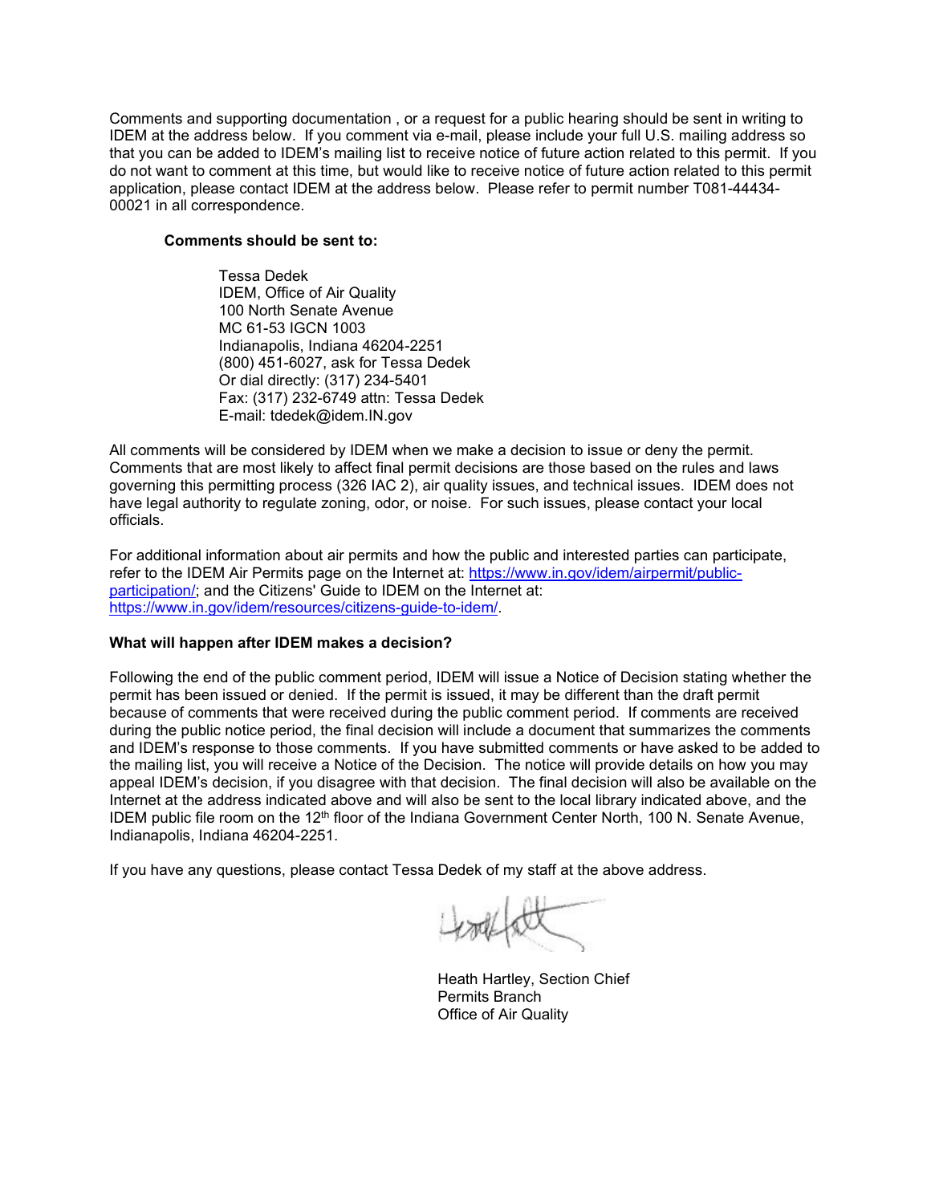Comments and supporting documentation , or a request for a public hearing should be sent in writing to IDEM at the address below. If you comment via e-mail, please include your full U.S. mailing address so that you can be added to IDEM's mailing list to receive notice of future action related to this permit. If you do not want to comment at this time, but would like to receive notice of future action related to this permit application, please contact IDEM at the address below. Please refer to permit number T081-44434-00021 in all correspondence.

**Comments should be sent to:**

Tessa Dedek
IDEM, Office of Air Quality
100 North Senate Avenue
MC 61-53 IGCN 1003
Indianapolis, Indiana 46204-2251
(800) 451-6027, ask for Tessa Dedek
Or dial directly: (317) 234-5401
Fax: (317) 232-6749 attn: Tessa Dedek
E-mail: tdedek@idem.IN.gov

All comments will be considered by IDEM when we make a decision to issue or deny the permit. Comments that are most likely to affect final permit decisions are those based on the rules and laws governing this permitting process (326 IAC 2), air quality issues, and technical issues. IDEM does not have legal authority to regulate zoning, odor, or noise. For such issues, please contact your local officials.

For additional information about air permits and how the public and interested parties can participate, refer to the IDEM Air Permits page on the Internet at: https://www.in.gov/idem/airpermit/public-participation/; and the Citizens' Guide to IDEM on the Internet at: https://www.in.gov/idem/resources/citizens-guide-to-idem/.

**What will happen after IDEM makes a decision?**

Following the end of the public comment period, IDEM will issue a Notice of Decision stating whether the permit has been issued or denied. If the permit is issued, it may be different than the draft permit because of comments that were received during the public comment period. If comments are received during the public notice period, the final decision will include a document that summarizes the comments and IDEM's response to those comments. If you have submitted comments or have asked to be added to the mailing list, you will receive a Notice of the Decision. The notice will provide details on how you may appeal IDEM's decision, if you disagree with that decision. The final decision will also be available on the Internet at the address indicated above and will also be sent to the local library indicated above, and the IDEM public file room on the 12th floor of the Indiana Government Center North, 100 N. Senate Avenue, Indianapolis, Indiana 46204-2251.

If you have any questions, please contact Tessa Dedek of my staff at the above address.

Heath Hartley, Section Chief
Permits Branch
Office of Air Quality